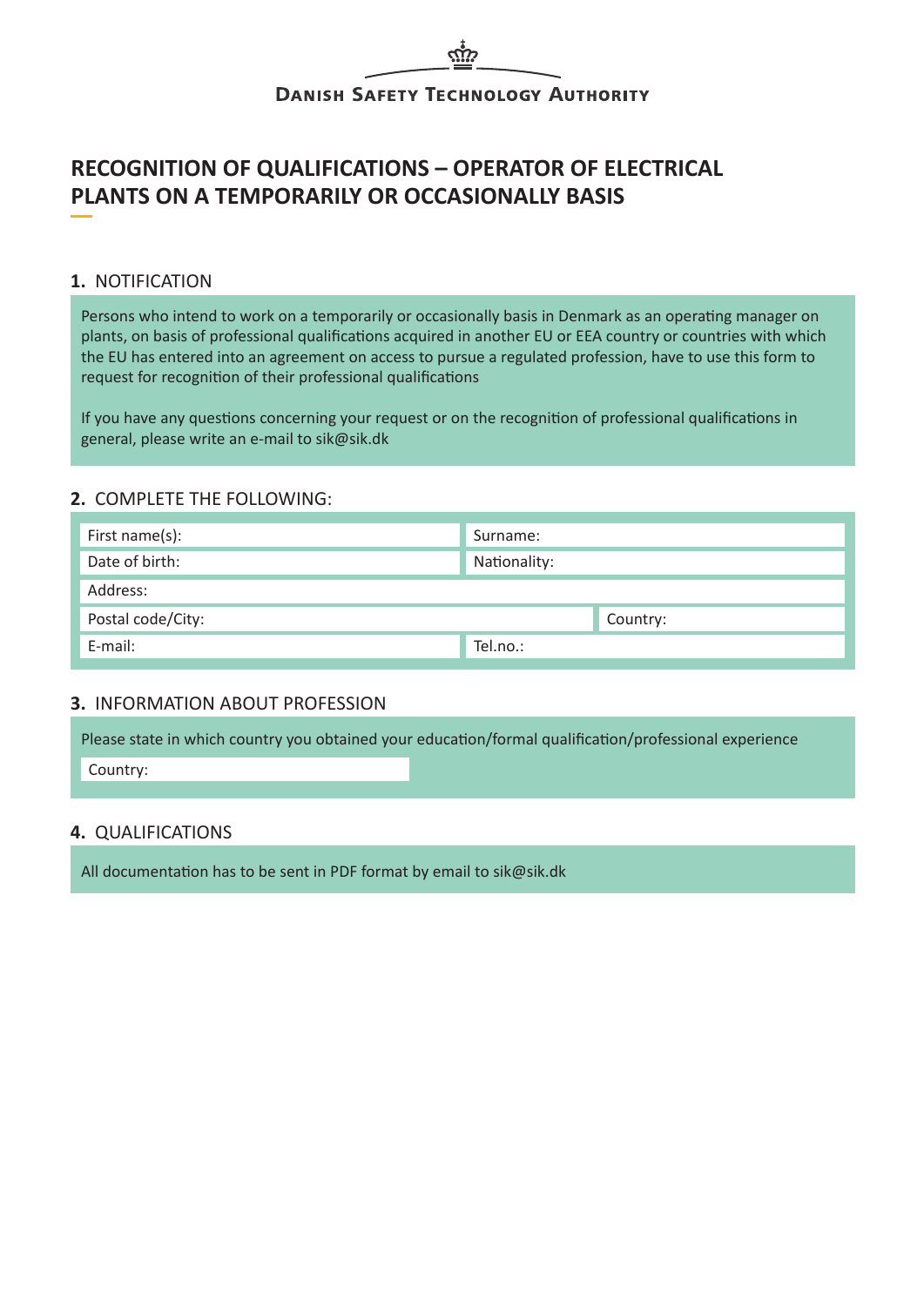DANISH SAFETY TECHNOLOGY AUTHORITY

# RECOGNITION OF QUALIFICATIONS – OPERATOR OF ELECTRICAL PLANTS ON A TEMPORARILY OR OCCASIONALLY BASIS

## 1. NOTIFICATION

Persons who intend to work on a temporarily or occasionally basis in Denmark as an operating manager on plants, on basis of professional qualifications acquired in another EU or EEA country or countries with which the EU has entered into an agreement on access to pursue a regulated profession, have to use this form to request for recognition of their professional qualifications

If you have any questions concerning your request or on the recognition of professional qualifications in general, please write an e-mail to sik@sik.dk

## 2. COMPLETE THE FOLLOWING:

| | |
|---|---|
| First name(s): | Surname: |
| Date of birth: | Nationality: |
| Address: | |
| Postal code/City: | Country: |
| E-mail: | Tel.no.: |

## 3. INFORMATION ABOUT PROFESSION

Please state in which country you obtained your education/formal qualification/professional experience

Country:

## 4. QUALIFICATIONS

All documentation has to be sent in PDF format by email to sik@sik.dk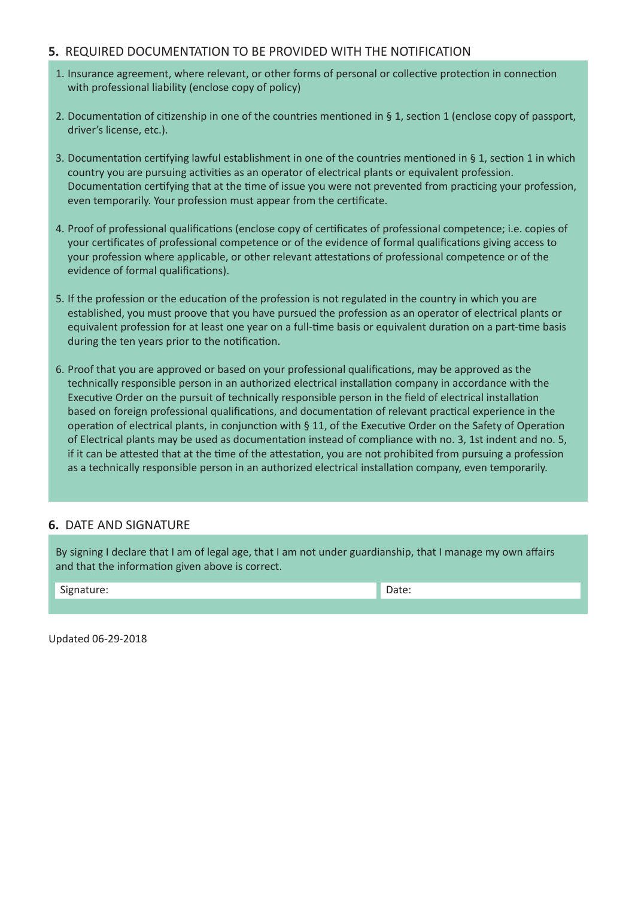## **5.** REQUIRED DOCUMENTATION TO BE PROVIDED WITH THE NOTIFICATION

1. Insurance agreement, where relevant, or other forms of personal or collective protection in connection with professional liability (enclose copy of policy)

2. Documentation of citizenship in one of the countries mentioned in § 1, section 1 (enclose copy of passport, driver's license, etc.).

3. Documentation certifying lawful establishment in one of the countries mentioned in § 1, section 1 in which country you are pursuing activities as an operator of electrical plants or equivalent profession. Documentation certifying that at the time of issue you were not prevented from practicing your profession, even temporarily. Your profession must appear from the certificate.

4. Proof of professional qualifications (enclose copy of certificates of professional competence; i.e. copies of your certificates of professional competence or of the evidence of formal qualifications giving access to your profession where applicable, or other relevant attestations of professional competence or of the evidence of formal qualifications).

5. If the profession or the education of the profession is not regulated in the country in which you are established, you must proove that you have pursued the profession as an operator of electrical plants or equivalent profession for at least one year on a full-time basis or equivalent duration on a part-time basis during the ten years prior to the notification.

6. Proof that you are approved or based on your professional qualifications, may be approved as the technically responsible person in an authorized electrical installation company in accordance with the Executive Order on the pursuit of technically responsible person in the field of electrical installation based on foreign professional qualifications, and documentation of relevant practical experience in the operation of electrical plants, in conjunction with § 11, of the Executive Order on the Safety of Operation of Electrical plants may be used as documentation instead of compliance with no. 3, 1st indent and no. 5, if it can be attested that at the time of the attestation, you are not prohibited from pursuing a profession as a technically responsible person in an authorized electrical installation company, even temporarily.

## **6.** DATE AND SIGNATURE

By signing I declare that I am of legal age, that I am not under guardianship, that I manage my own affairs and that the information given above is correct.

| | |
|---|---|
| Signature: | Date: |

Updated 06-29-2018